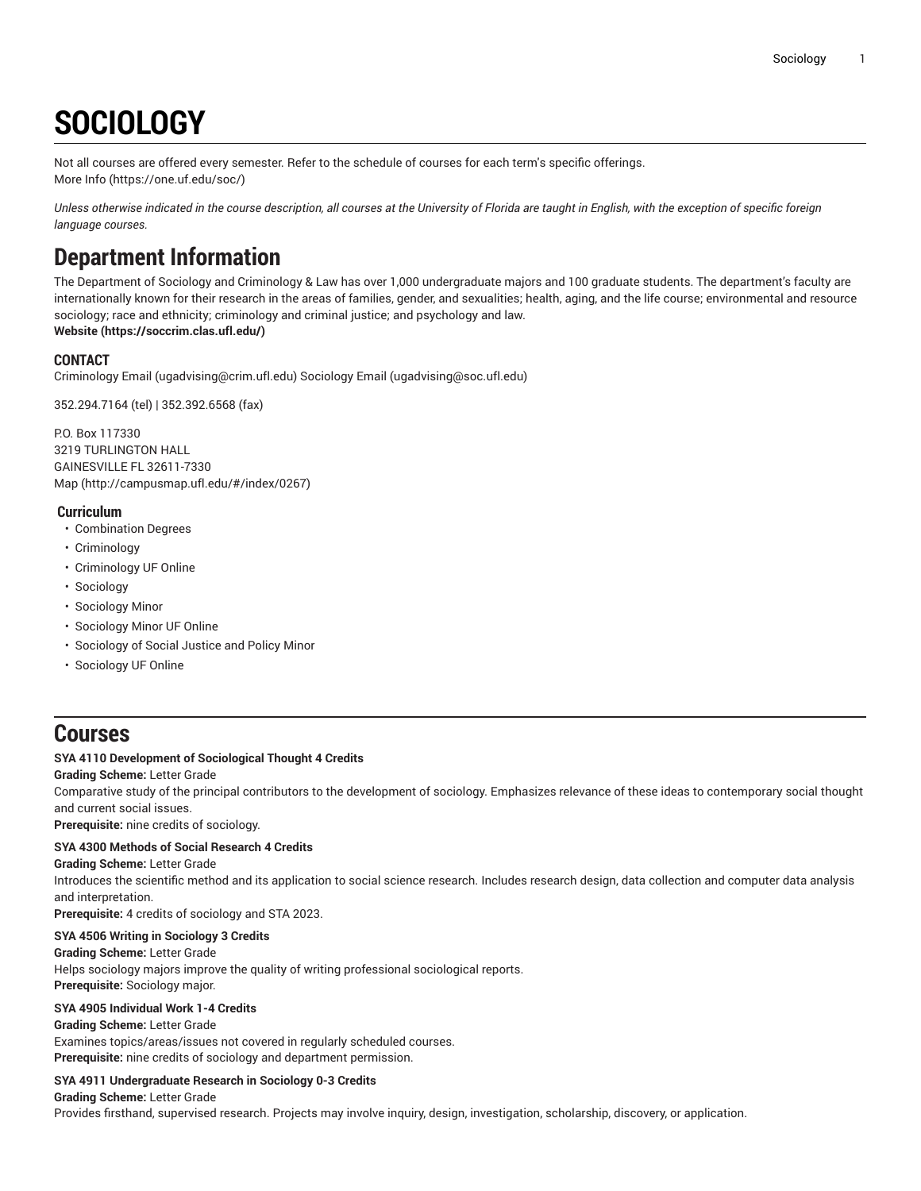# SOCIOLOGY

Not all courses are offered every semester. Refer to the schedule of courses for each term's specific offerings.
More Info (https://one.uf.edu/soc/)

*Unless otherwise indicated in the course description, all courses at the University of Florida are taught in English, with the exception of specific foreign language courses.*

## Department Information

The Department of Sociology and Criminology & Law has over 1,000 undergraduate majors and 100 graduate students. The department's faculty are internationally known for their research in the areas of families, gender, and sexualities; health, aging, and the life course; environmental and resource sociology; race and ethnicity; criminology and criminal justice; and psychology and law.
**Website (https://soccrim.clas.ufl.edu/)**

### CONTACT

Criminology Email (ugadvising@crim.ufl.edu) Sociology Email (ugadvising@soc.ufl.edu)

352.294.7164 (tel) | 352.392.6568 (fax)

P.O. Box 117330
3219 TURLINGTON HALL
GAINESVILLE FL 32611-7330
Map (http://campusmap.ufl.edu/#/index/0267)

### Curriculum

- Combination Degrees
- Criminology
- Criminology UF Online
- Sociology
- Sociology Minor
- Sociology Minor UF Online
- Sociology of Social Justice and Policy Minor
- Sociology UF Online

## Courses

**SYA 4110 Development of Sociological Thought 4 Credits**
**Grading Scheme:** Letter Grade
Comparative study of the principal contributors to the development of sociology. Emphasizes relevance of these ideas to contemporary social thought and current social issues.
**Prerequisite:** nine credits of sociology.

**SYA 4300 Methods of Social Research 4 Credits**
**Grading Scheme:** Letter Grade
Introduces the scientific method and its application to social science research. Includes research design, data collection and computer data analysis and interpretation.
**Prerequisite:** 4 credits of sociology and STA 2023.

**SYA 4506 Writing in Sociology 3 Credits**
**Grading Scheme:** Letter Grade
Helps sociology majors improve the quality of writing professional sociological reports.
**Prerequisite:** Sociology major.

**SYA 4905 Individual Work 1-4 Credits**
**Grading Scheme:** Letter Grade
Examines topics/areas/issues not covered in regularly scheduled courses.
**Prerequisite:** nine credits of sociology and department permission.

**SYA 4911 Undergraduate Research in Sociology 0-3 Credits**
**Grading Scheme:** Letter Grade
Provides firsthand, supervised research. Projects may involve inquiry, design, investigation, scholarship, discovery, or application.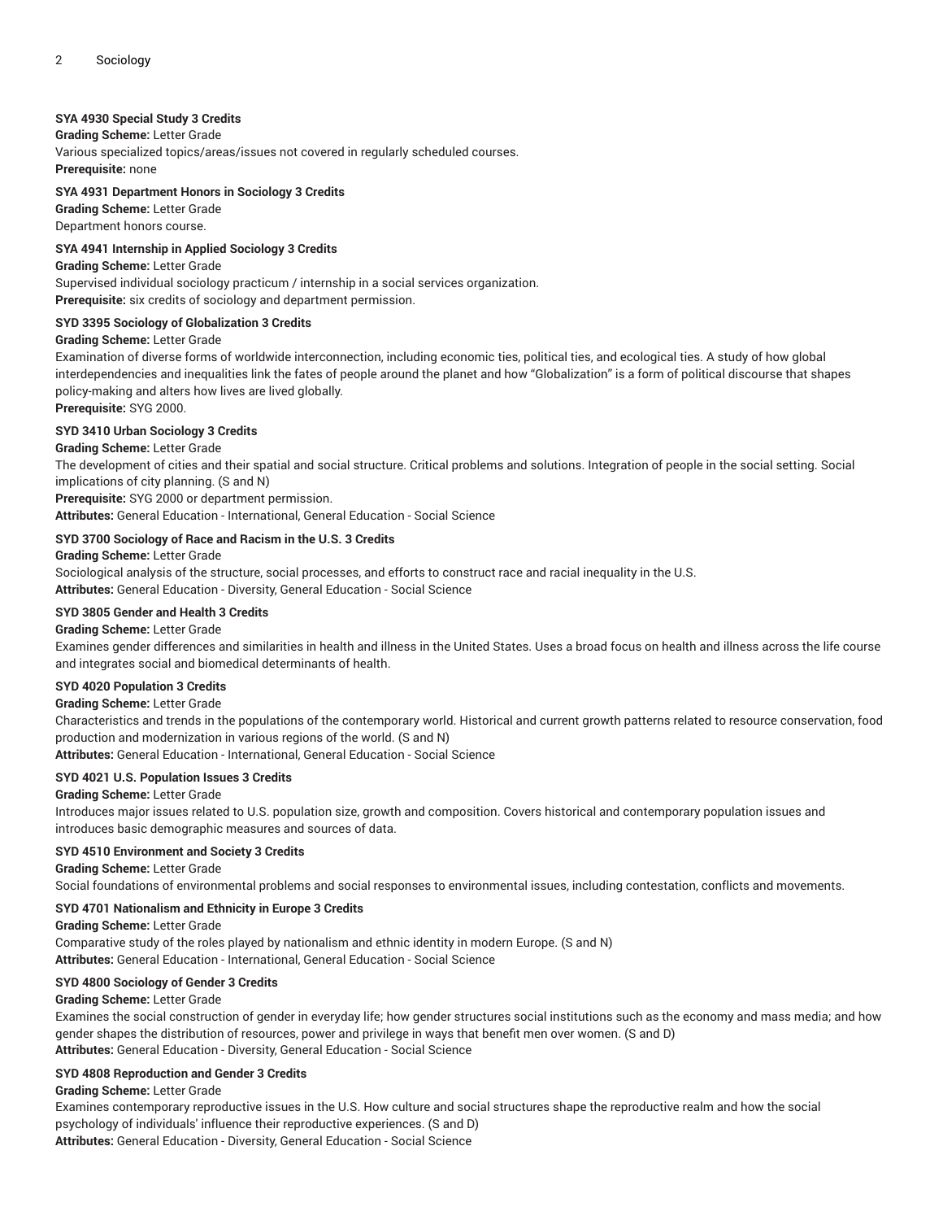**SYA 4930 Special Study 3 Credits**
**Grading Scheme:** Letter Grade
Various specialized topics/areas/issues not covered in regularly scheduled courses.
**Prerequisite:** none

**SYA 4931 Department Honors in Sociology 3 Credits**
**Grading Scheme:** Letter Grade
Department honors course.

**SYA 4941 Internship in Applied Sociology 3 Credits**
**Grading Scheme:** Letter Grade
Supervised individual sociology practicum / internship in a social services organization.
**Prerequisite:** six credits of sociology and department permission.

**SYD 3395 Sociology of Globalization 3 Credits**
**Grading Scheme:** Letter Grade
Examination of diverse forms of worldwide interconnection, including economic ties, political ties, and ecological ties. A study of how global interdependencies and inequalities link the fates of people around the planet and how "Globalization" is a form of political discourse that shapes policy-making and alters how lives are lived globally.
**Prerequisite:** SYG 2000.

**SYD 3410 Urban Sociology 3 Credits**
**Grading Scheme:** Letter Grade
The development of cities and their spatial and social structure. Critical problems and solutions. Integration of people in the social setting. Social implications of city planning. (S and N)
**Prerequisite:** SYG 2000 or department permission.
**Attributes:** General Education - International, General Education - Social Science

**SYD 3700 Sociology of Race and Racism in the U.S. 3 Credits**
**Grading Scheme:** Letter Grade
Sociological analysis of the structure, social processes, and efforts to construct race and racial inequality in the U.S.
**Attributes:** General Education - Diversity, General Education - Social Science

**SYD 3805 Gender and Health 3 Credits**
**Grading Scheme:** Letter Grade
Examines gender differences and similarities in health and illness in the United States. Uses a broad focus on health and illness across the life course and integrates social and biomedical determinants of health.

**SYD 4020 Population 3 Credits**
**Grading Scheme:** Letter Grade
Characteristics and trends in the populations of the contemporary world. Historical and current growth patterns related to resource conservation, food production and modernization in various regions of the world. (S and N)
**Attributes:** General Education - International, General Education - Social Science

**SYD 4021 U.S. Population Issues 3 Credits**
**Grading Scheme:** Letter Grade
Introduces major issues related to U.S. population size, growth and composition. Covers historical and contemporary population issues and introduces basic demographic measures and sources of data.

**SYD 4510 Environment and Society 3 Credits**
**Grading Scheme:** Letter Grade
Social foundations of environmental problems and social responses to environmental issues, including contestation, conflicts and movements.

**SYD 4701 Nationalism and Ethnicity in Europe 3 Credits**
**Grading Scheme:** Letter Grade
Comparative study of the roles played by nationalism and ethnic identity in modern Europe. (S and N)
**Attributes:** General Education - International, General Education - Social Science

**SYD 4800 Sociology of Gender 3 Credits**
**Grading Scheme:** Letter Grade
Examines the social construction of gender in everyday life; how gender structures social institutions such as the economy and mass media; and how gender shapes the distribution of resources, power and privilege in ways that benefit men over women. (S and D)
**Attributes:** General Education - Diversity, General Education - Social Science

**SYD 4808 Reproduction and Gender 3 Credits**
**Grading Scheme:** Letter Grade
Examines contemporary reproductive issues in the U.S. How culture and social structures shape the reproductive realm and how the social psychology of individuals' influence their reproductive experiences. (S and D)
**Attributes:** General Education - Diversity, General Education - Social Science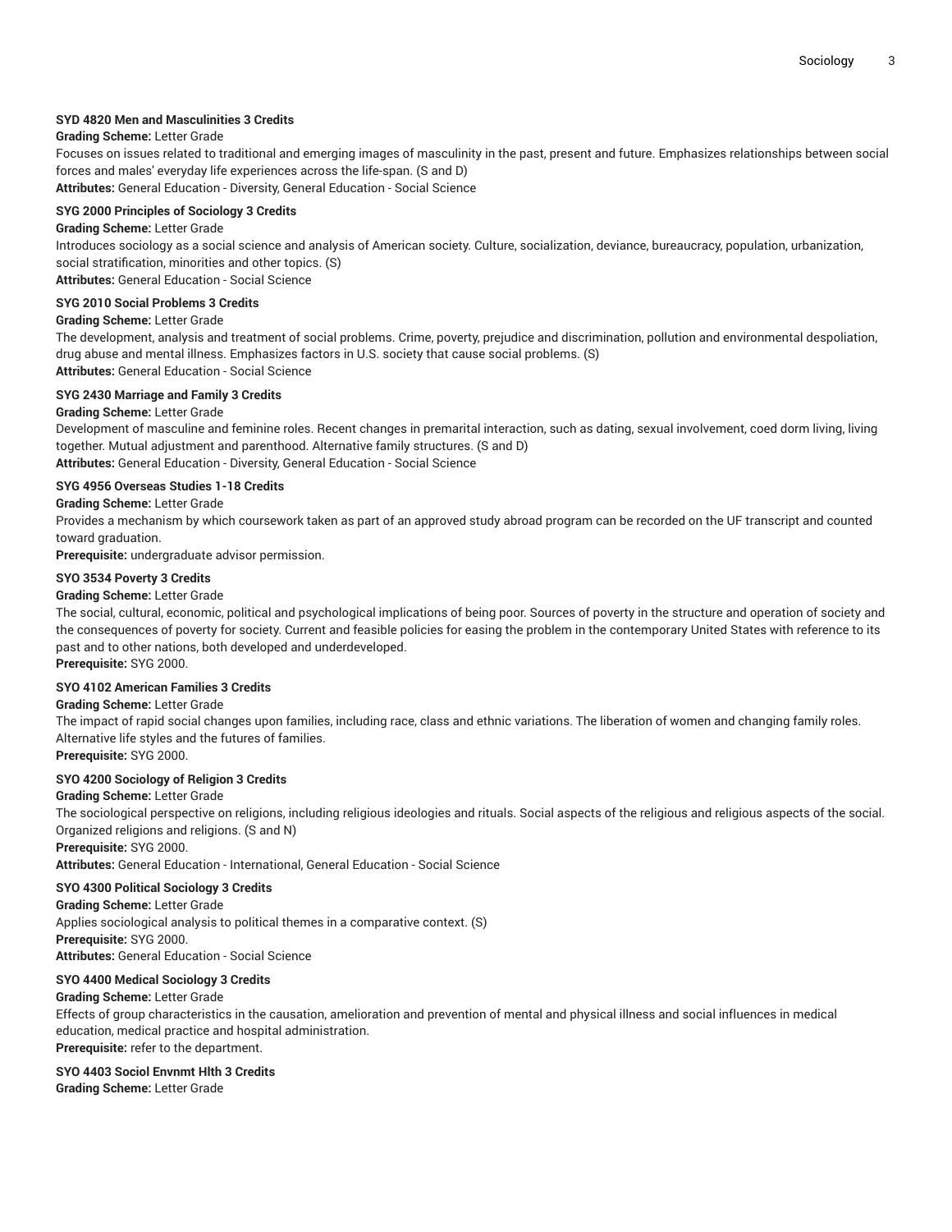**SYD 4820 Men and Masculinities 3 Credits**

**Grading Scheme:** Letter Grade

Focuses on issues related to traditional and emerging images of masculinity in the past, present and future. Emphasizes relationships between social forces and males' everyday life experiences across the life-span. (S and D)

**Attributes:** General Education - Diversity, General Education - Social Science

**SYG 2000 Principles of Sociology 3 Credits**

**Grading Scheme:** Letter Grade

Introduces sociology as a social science and analysis of American society. Culture, socialization, deviance, bureaucracy, population, urbanization, social stratification, minorities and other topics. (S)

**Attributes:** General Education - Social Science

**SYG 2010 Social Problems 3 Credits**

**Grading Scheme:** Letter Grade

The development, analysis and treatment of social problems. Crime, poverty, prejudice and discrimination, pollution and environmental despoliation, drug abuse and mental illness. Emphasizes factors in U.S. society that cause social problems. (S)

**Attributes:** General Education - Social Science

**SYG 2430 Marriage and Family 3 Credits**

**Grading Scheme:** Letter Grade

Development of masculine and feminine roles. Recent changes in premarital interaction, such as dating, sexual involvement, coed dorm living, living together. Mutual adjustment and parenthood. Alternative family structures. (S and D)

**Attributes:** General Education - Diversity, General Education - Social Science

**SYG 4956 Overseas Studies 1-18 Credits**

**Grading Scheme:** Letter Grade

Provides a mechanism by which coursework taken as part of an approved study abroad program can be recorded on the UF transcript and counted toward graduation.

**Prerequisite:** undergraduate advisor permission.

**SYO 3534 Poverty 3 Credits**

**Grading Scheme:** Letter Grade

The social, cultural, economic, political and psychological implications of being poor. Sources of poverty in the structure and operation of society and the consequences of poverty for society. Current and feasible policies for easing the problem in the contemporary United States with reference to its past and to other nations, both developed and underdeveloped.

**Prerequisite:** SYG 2000.

**SYO 4102 American Families 3 Credits**

**Grading Scheme:** Letter Grade

The impact of rapid social changes upon families, including race, class and ethnic variations. The liberation of women and changing family roles. Alternative life styles and the futures of families.

**Prerequisite:** SYG 2000.

**SYO 4200 Sociology of Religion 3 Credits**

**Grading Scheme:** Letter Grade

The sociological perspective on religions, including religious ideologies and rituals. Social aspects of the religious and religious aspects of the social. Organized religions and religions. (S and N)

**Prerequisite:** SYG 2000.

**Attributes:** General Education - International, General Education - Social Science

**SYO 4300 Political Sociology 3 Credits**

**Grading Scheme:** Letter Grade

Applies sociological analysis to political themes in a comparative context. (S)

**Prerequisite:** SYG 2000.

**Attributes:** General Education - Social Science

**SYO 4400 Medical Sociology 3 Credits**

**Grading Scheme:** Letter Grade

Effects of group characteristics in the causation, amelioration and prevention of mental and physical illness and social influences in medical education, medical practice and hospital administration.

**Prerequisite:** refer to the department.

**SYO 4403 Sociol Envnmt Hlth 3 Credits**

**Grading Scheme:** Letter Grade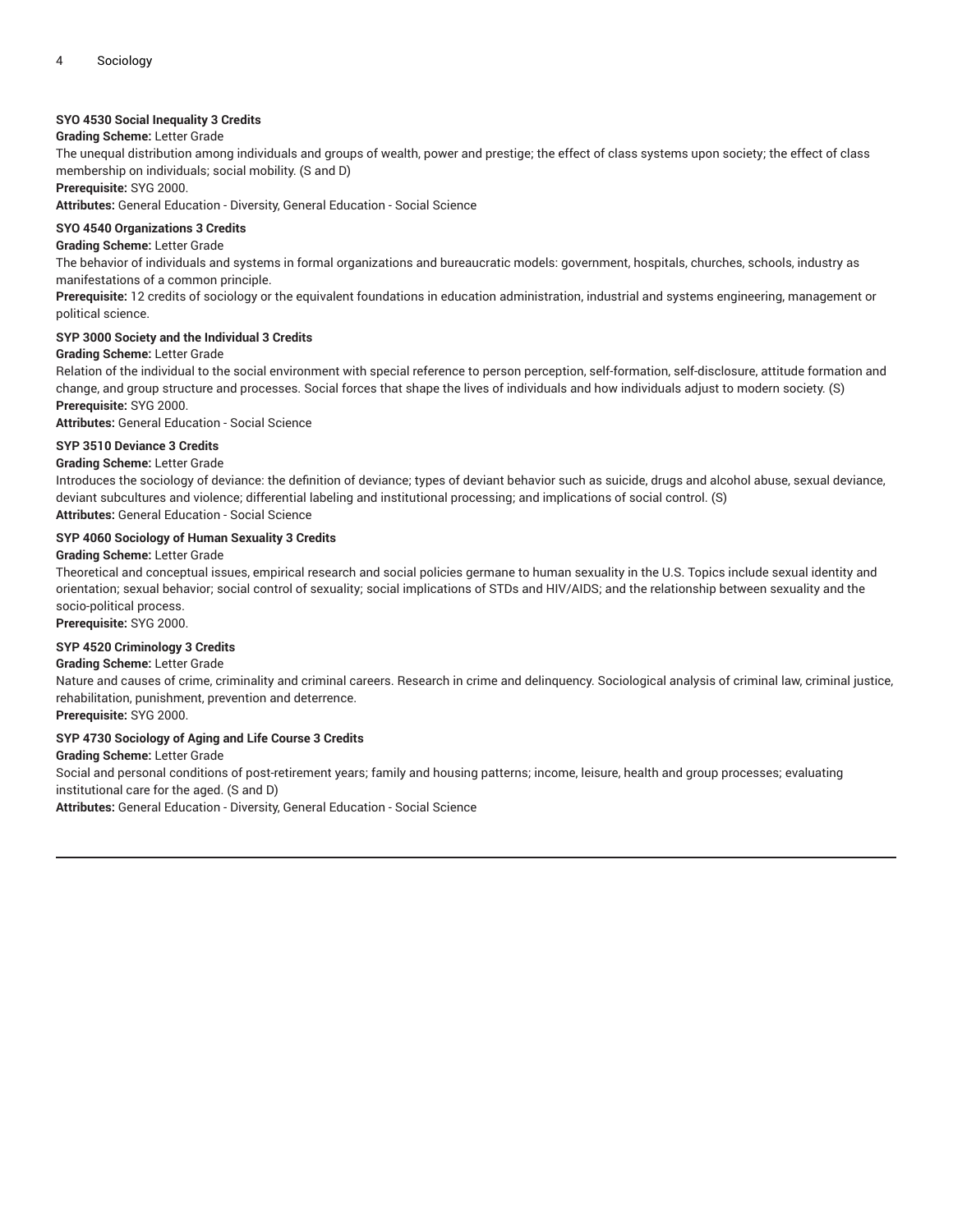**SYO 4530 Social Inequality 3 Credits**

**Grading Scheme:** Letter Grade

The unequal distribution among individuals and groups of wealth, power and prestige; the effect of class systems upon society; the effect of class membership on individuals; social mobility. (S and D)

**Prerequisite:** SYG 2000.

**Attributes:** General Education - Diversity, General Education - Social Science

**SYO 4540 Organizations 3 Credits**

**Grading Scheme:** Letter Grade

The behavior of individuals and systems in formal organizations and bureaucratic models: government, hospitals, churches, schools, industry as manifestations of a common principle.

**Prerequisite:** 12 credits of sociology or the equivalent foundations in education administration, industrial and systems engineering, management or political science.

**SYP 3000 Society and the Individual 3 Credits**

**Grading Scheme:** Letter Grade

Relation of the individual to the social environment with special reference to person perception, self-formation, self-disclosure, attitude formation and change, and group structure and processes. Social forces that shape the lives of individuals and how individuals adjust to modern society. (S)

**Prerequisite:** SYG 2000.

**Attributes:** General Education - Social Science

**SYP 3510 Deviance 3 Credits**

**Grading Scheme:** Letter Grade

Introduces the sociology of deviance: the definition of deviance; types of deviant behavior such as suicide, drugs and alcohol abuse, sexual deviance, deviant subcultures and violence; differential labeling and institutional processing; and implications of social control. (S)

**Attributes:** General Education - Social Science

**SYP 4060 Sociology of Human Sexuality 3 Credits**

**Grading Scheme:** Letter Grade

Theoretical and conceptual issues, empirical research and social policies germane to human sexuality in the U.S. Topics include sexual identity and orientation; sexual behavior; social control of sexuality; social implications of STDs and HIV/AIDS; and the relationship between sexuality and the socio-political process.

**Prerequisite:** SYG 2000.

**SYP 4520 Criminology 3 Credits**

**Grading Scheme:** Letter Grade

Nature and causes of crime, criminality and criminal careers. Research in crime and delinquency. Sociological analysis of criminal law, criminal justice, rehabilitation, punishment, prevention and deterrence.

**Prerequisite:** SYG 2000.

**SYP 4730 Sociology of Aging and Life Course 3 Credits**

**Grading Scheme:** Letter Grade

Social and personal conditions of post-retirement years; family and housing patterns; income, leisure, health and group processes; evaluating institutional care for the aged. (S and D)

**Attributes:** General Education - Diversity, General Education - Social Science